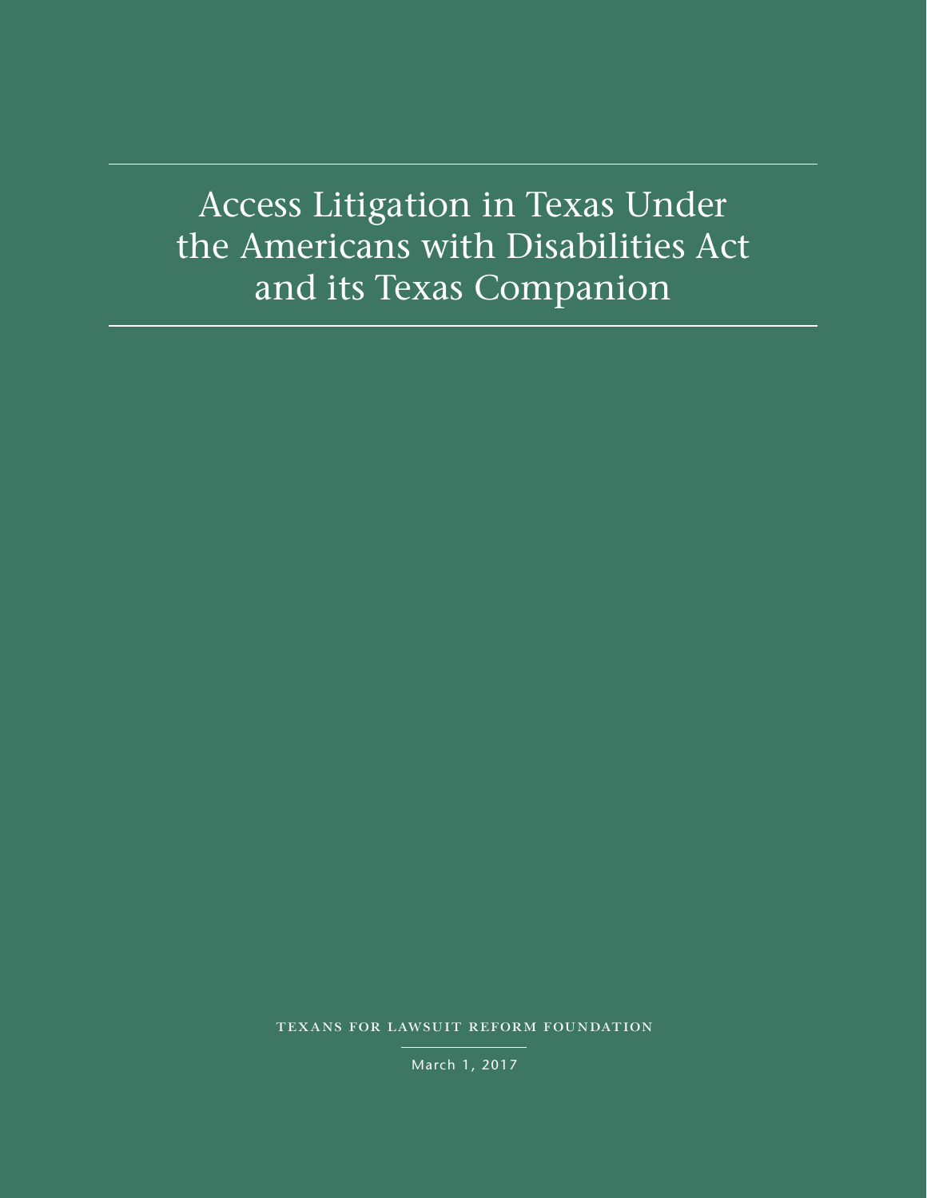# Access Litigation in Texas Under the Americans with Disabilities Act and its Texas Companion

TEXANS FOR LAWSUIT REFORM FOUNDATION

March 1, 2017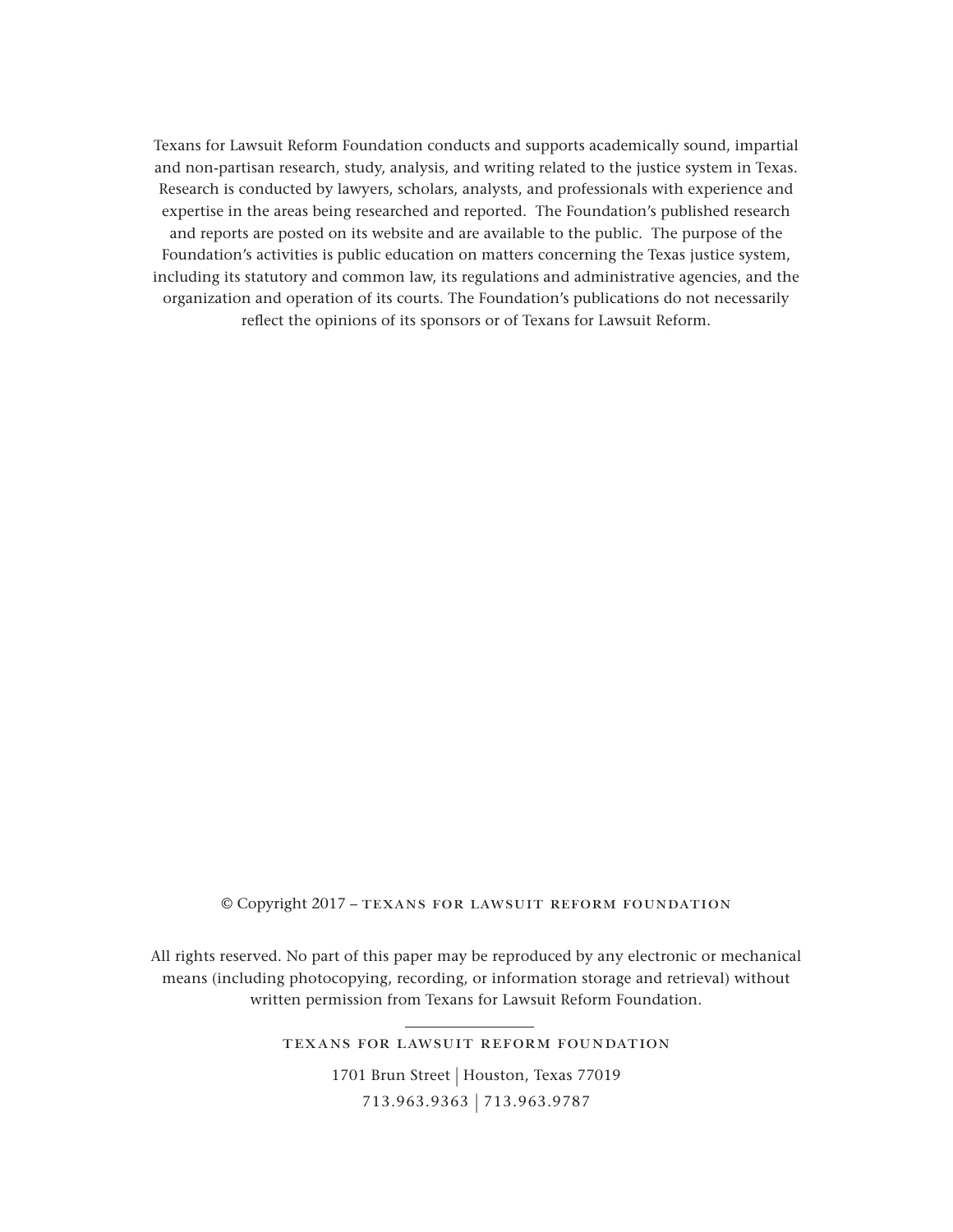Texans for Lawsuit Reform Foundation conducts and supports academically sound, impartial and non-partisan research, study, analysis, and writing related to the justice system in Texas. Research is conducted by lawyers, scholars, analysts, and professionals with experience and expertise in the areas being researched and reported. The Foundation's published research and reports are posted on its website and are available to the public. The purpose of the Foundation's activities is public education on matters concerning the Texas justice system, including its statutory and common law, its regulations and administrative agencies, and the organization and operation of its courts. The Foundation's publications do not necessarily reflect the opinions of its sponsors or of Texans for Lawsuit Reform.

© Copyright 2017 – TEXANS FOR LAWSUIT REFORM FOUNDATION

All rights reserved. No part of this paper may be reproduced by any electronic or mechanical means (including photocopying, recording, or information storage and retrieval) without written permission from Texans for Lawsuit Reform Foundation.

---

TEXANS FOR LAWSUIT REFORM FOUNDATION

1701 Brun Street | Houston, Texas 77019

713.963.9363 | 713.963.9787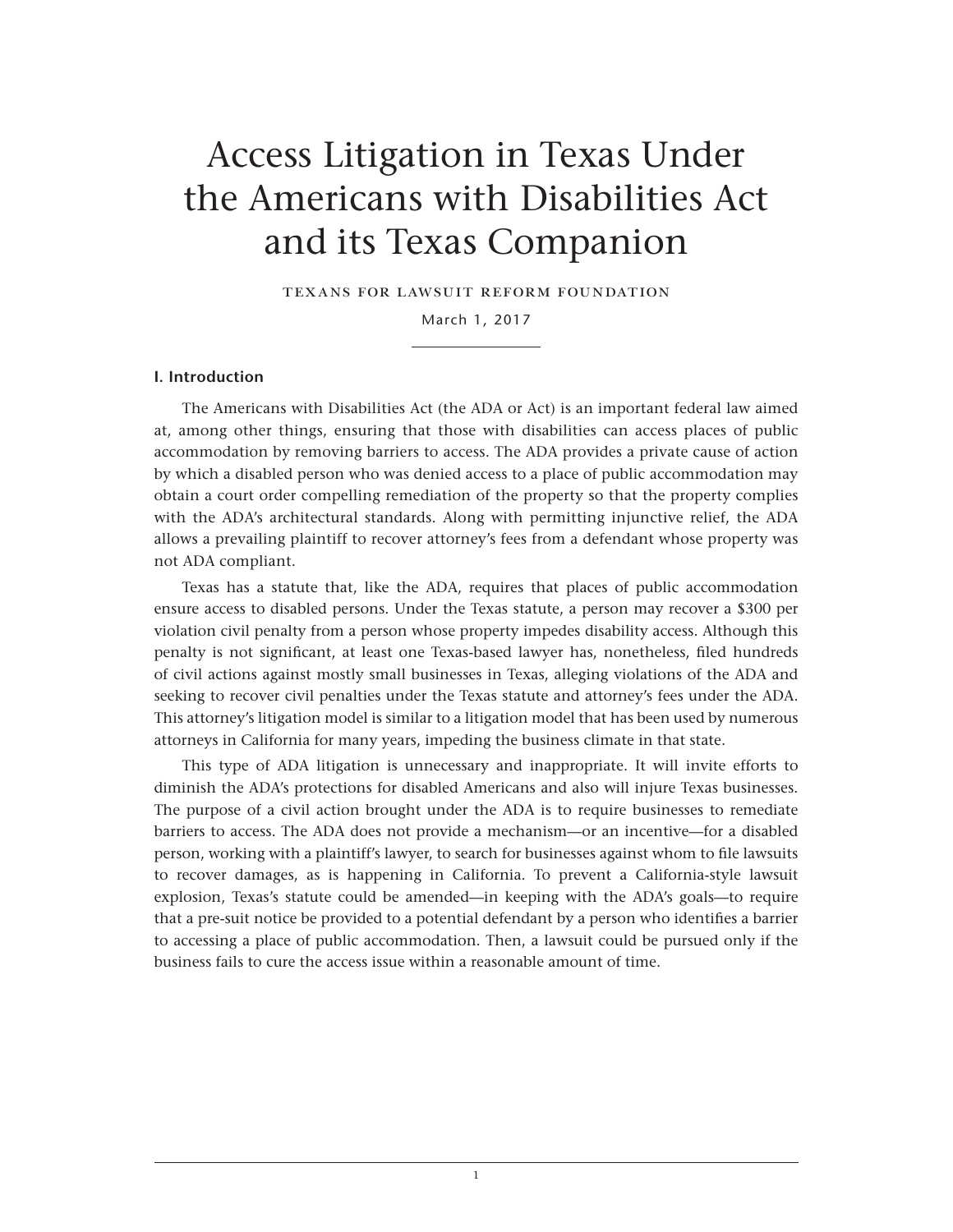# Access Litigation in Texas Under the Americans with Disabilities Act and its Texas Companion

TEXANS FOR LAWSUIT REFORM FOUNDATION

March 1, 2017

## I. Introduction

The Americans with Disabilities Act (the ADA or Act) is an important federal law aimed at, among other things, ensuring that those with disabilities can access places of public accommodation by removing barriers to access. The ADA provides a private cause of action by which a disabled person who was denied access to a place of public accommodation may obtain a court order compelling remediation of the property so that the property complies with the ADA's architectural standards. Along with permitting injunctive relief, the ADA allows a prevailing plaintiff to recover attorney's fees from a defendant whose property was not ADA compliant.

Texas has a statute that, like the ADA, requires that places of public accommodation ensure access to disabled persons. Under the Texas statute, a person may recover a $300 per violation civil penalty from a person whose property impedes disability access. Although this penalty is not significant, at least one Texas-based lawyer has, nonetheless, filed hundreds of civil actions against mostly small businesses in Texas, alleging violations of the ADA and seeking to recover civil penalties under the Texas statute and attorney's fees under the ADA. This attorney's litigation model is similar to a litigation model that has been used by numerous attorneys in California for many years, impeding the business climate in that state.

This type of ADA litigation is unnecessary and inappropriate. It will invite efforts to diminish the ADA's protections for disabled Americans and also will injure Texas businesses. The purpose of a civil action brought under the ADA is to require businesses to remediate barriers to access. The ADA does not provide a mechanism—or an incentive—for a disabled person, working with a plaintiff's lawyer, to search for businesses against whom to file lawsuits to recover damages, as is happening in California. To prevent a California-style lawsuit explosion, Texas's statute could be amended—in keeping with the ADA's goals—to require that a pre-suit notice be provided to a potential defendant by a person who identifies a barrier to accessing a place of public accommodation. Then, a lawsuit could be pursued only if the business fails to cure the access issue within a reasonable amount of time.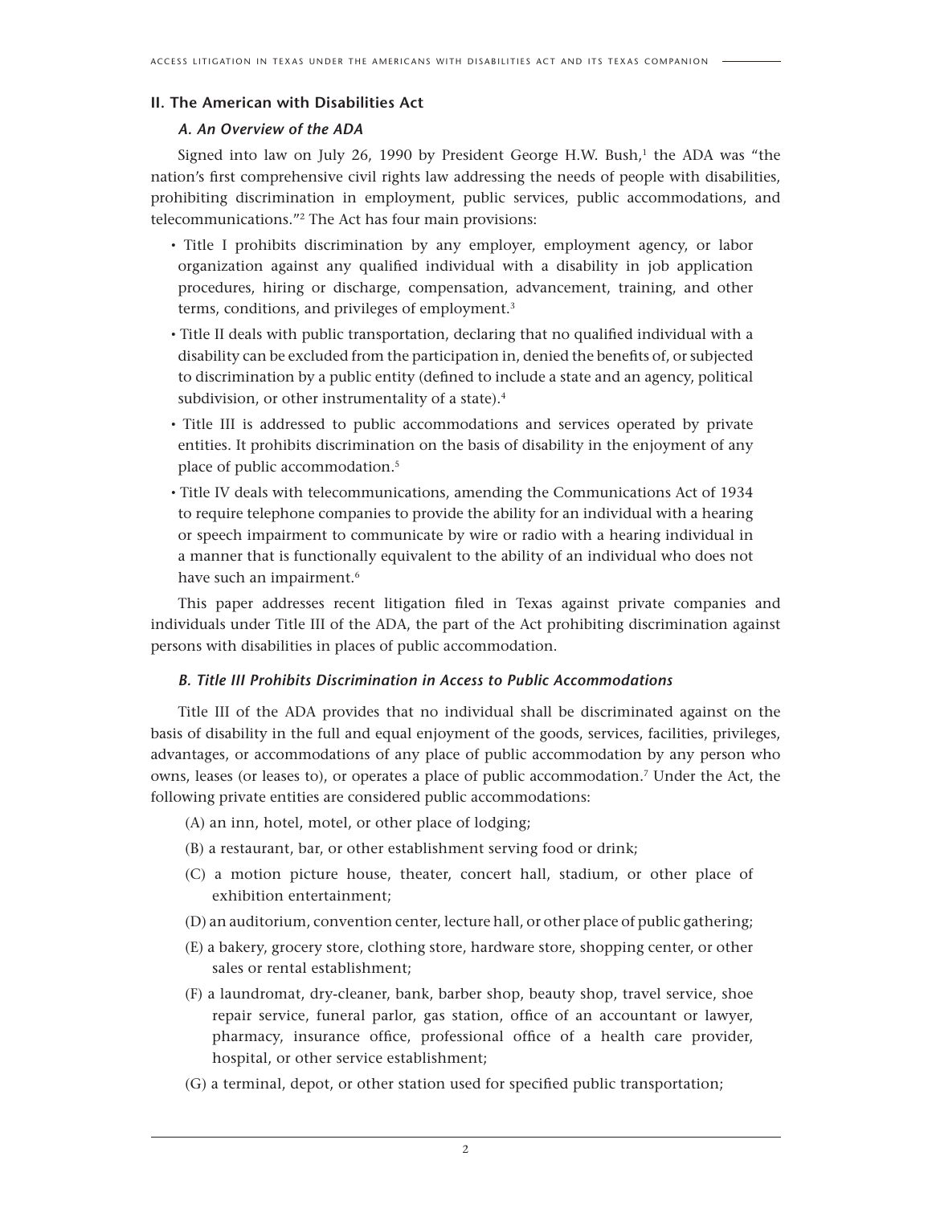## II. The American with Disabilities Act

### *A. An Overview of the ADA*

Signed into law on July 26, 1990 by President George H.W. Bush,[1] the ADA was "the nation's first comprehensive civil rights law addressing the needs of people with disabilities, prohibiting discrimination in employment, public services, public accommodations, and telecommunications."[2] The Act has four main provisions:

- Title I prohibits discrimination by any employer, employment agency, or labor organization against any qualified individual with a disability in job application procedures, hiring or discharge, compensation, advancement, training, and other terms, conditions, and privileges of employment.[3]
- Title II deals with public transportation, declaring that no qualified individual with a disability can be excluded from the participation in, denied the benefits of, or subjected to discrimination by a public entity (defined to include a state and an agency, political subdivision, or other instrumentality of a state).[4]
- Title III is addressed to public accommodations and services operated by private entities. It prohibits discrimination on the basis of disability in the enjoyment of any place of public accommodation.[5]
- Title IV deals with telecommunications, amending the Communications Act of 1934 to require telephone companies to provide the ability for an individual with a hearing or speech impairment to communicate by wire or radio with a hearing individual in a manner that is functionally equivalent to the ability of an individual who does not have such an impairment.[6]

This paper addresses recent litigation filed in Texas against private companies and individuals under Title III of the ADA, the part of the Act prohibiting discrimination against persons with disabilities in places of public accommodation.

### *B. Title III Prohibits Discrimination in Access to Public Accommodations*

Title III of the ADA provides that no individual shall be discriminated against on the basis of disability in the full and equal enjoyment of the goods, services, facilities, privileges, advantages, or accommodations of any place of public accommodation by any person who owns, leases (or leases to), or operates a place of public accommodation.[7] Under the Act, the following private entities are considered public accommodations:

(A) an inn, hotel, motel, or other place of lodging;

(B) a restaurant, bar, or other establishment serving food or drink;

(C) a motion picture house, theater, concert hall, stadium, or other place of exhibition entertainment;

(D) an auditorium, convention center, lecture hall, or other place of public gathering;

(E) a bakery, grocery store, clothing store, hardware store, shopping center, or other sales or rental establishment;

(F) a laundromat, dry-cleaner, bank, barber shop, beauty shop, travel service, shoe repair service, funeral parlor, gas station, office of an accountant or lawyer, pharmacy, insurance office, professional office of a health care provider, hospital, or other service establishment;

(G) a terminal, depot, or other station used for specified public transportation;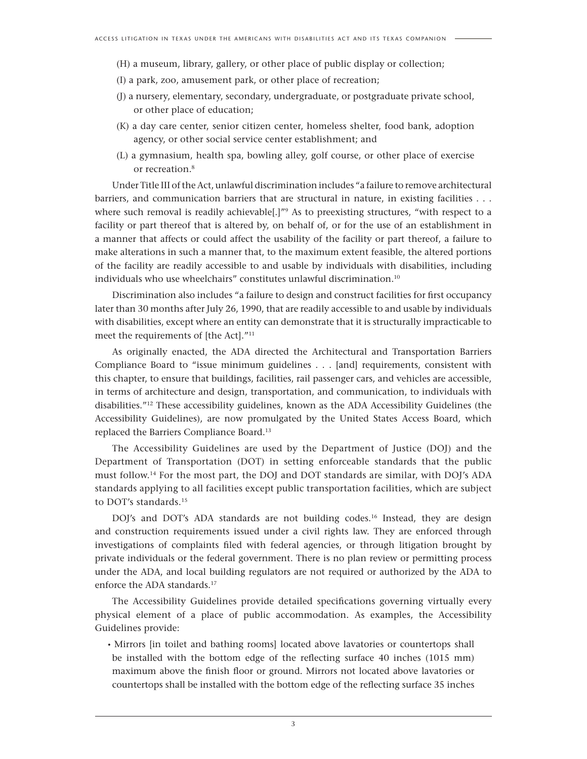(H) a museum, library, gallery, or other place of public display or collection;

(I) a park, zoo, amusement park, or other place of recreation;

(J) a nursery, elementary, secondary, undergraduate, or postgraduate private school, or other place of education;

(K) a day care center, senior citizen center, homeless shelter, food bank, adoption agency, or other social service center establishment; and

(L) a gymnasium, health spa, bowling alley, golf course, or other place of exercise or recreation.[8]

Under Title III of the Act, unlawful discrimination includes "a failure to remove architectural barriers, and communication barriers that are structural in nature, in existing facilities . . . where such removal is readily achievable[.]"[9] As to preexisting structures, "with respect to a facility or part thereof that is altered by, on behalf of, or for the use of an establishment in a manner that affects or could affect the usability of the facility or part thereof, a failure to make alterations in such a manner that, to the maximum extent feasible, the altered portions of the facility are readily accessible to and usable by individuals with disabilities, including individuals who use wheelchairs" constitutes unlawful discrimination.[10]

Discrimination also includes "a failure to design and construct facilities for first occupancy later than 30 months after July 26, 1990, that are readily accessible to and usable by individuals with disabilities, except where an entity can demonstrate that it is structurally impracticable to meet the requirements of [the Act]."[11]

As originally enacted, the ADA directed the Architectural and Transportation Barriers Compliance Board to "issue minimum guidelines . . . [and] requirements, consistent with this chapter, to ensure that buildings, facilities, rail passenger cars, and vehicles are accessible, in terms of architecture and design, transportation, and communication, to individuals with disabilities."[12] These accessibility guidelines, known as the ADA Accessibility Guidelines (the Accessibility Guidelines), are now promulgated by the United States Access Board, which replaced the Barriers Compliance Board.[13]

The Accessibility Guidelines are used by the Department of Justice (DOJ) and the Department of Transportation (DOT) in setting enforceable standards that the public must follow.[14] For the most part, the DOJ and DOT standards are similar, with DOJ's ADA standards applying to all facilities except public transportation facilities, which are subject to DOT's standards.[15]

DOJ's and DOT's ADA standards are not building codes.[16] Instead, they are design and construction requirements issued under a civil rights law. They are enforced through investigations of complaints filed with federal agencies, or through litigation brought by private individuals or the federal government. There is no plan review or permitting process under the ADA, and local building regulators are not required or authorized by the ADA to enforce the ADA standards.[17]

The Accessibility Guidelines provide detailed specifications governing virtually every physical element of a place of public accommodation. As examples, the Accessibility Guidelines provide:

- Mirrors [in toilet and bathing rooms] located above lavatories or countertops shall be installed with the bottom edge of the reflecting surface 40 inches (1015 mm) maximum above the finish floor or ground. Mirrors not located above lavatories or countertops shall be installed with the bottom edge of the reflecting surface 35 inches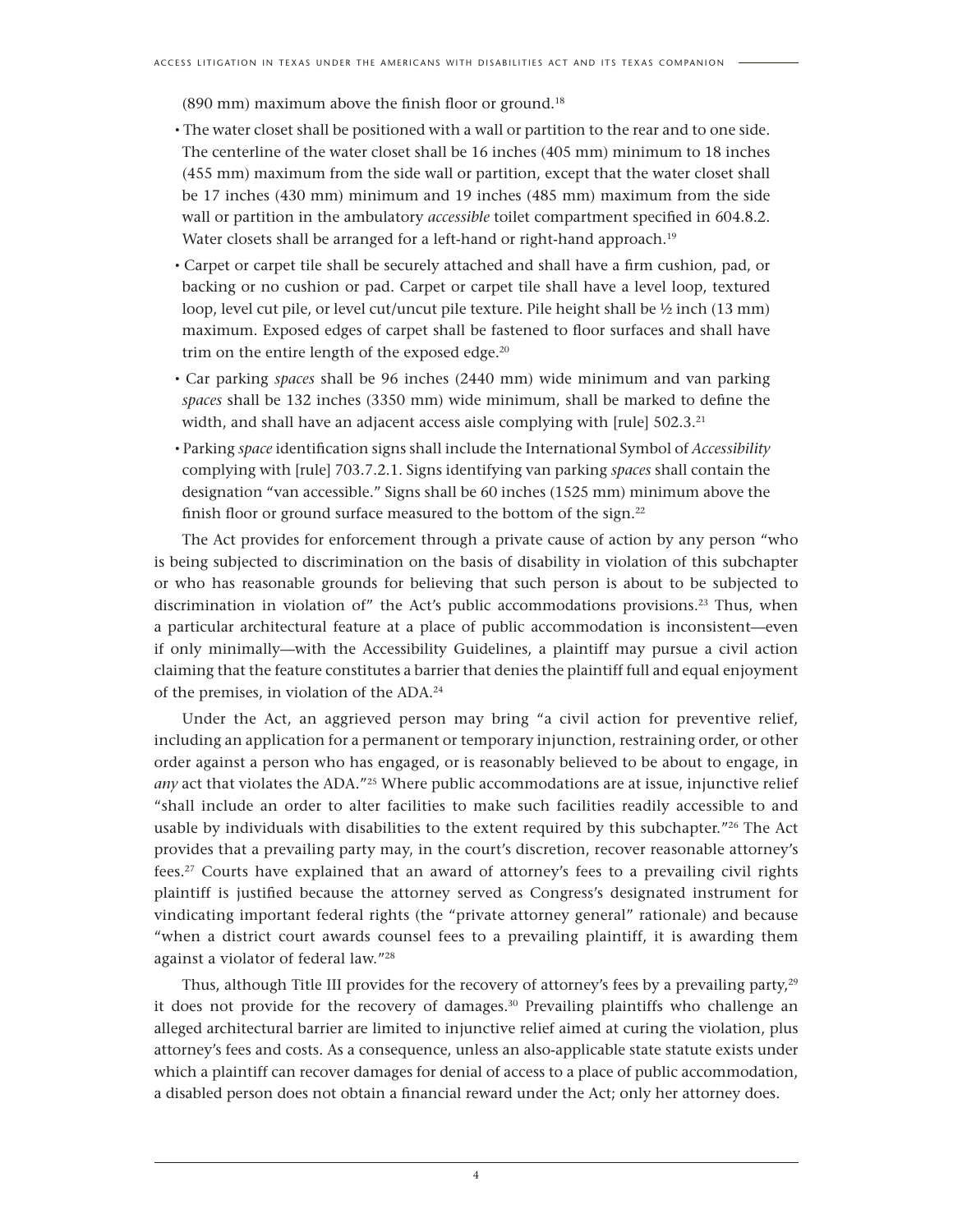(890 mm) maximum above the finish floor or ground.[18]

- The water closet shall be positioned with a wall or partition to the rear and to one side. The centerline of the water closet shall be 16 inches (405 mm) minimum to 18 inches (455 mm) maximum from the side wall or partition, except that the water closet shall be 17 inches (430 mm) minimum and 19 inches (485 mm) maximum from the side wall or partition in the ambulatory *accessible* toilet compartment specified in 604.8.2. Water closets shall be arranged for a left-hand or right-hand approach.[19]
- Carpet or carpet tile shall be securely attached and shall have a firm cushion, pad, or backing or no cushion or pad. Carpet or carpet tile shall have a level loop, textured loop, level cut pile, or level cut/uncut pile texture. Pile height shall be ½ inch (13 mm) maximum. Exposed edges of carpet shall be fastened to floor surfaces and shall have trim on the entire length of the exposed edge.[20]
- Car parking *spaces* shall be 96 inches (2440 mm) wide minimum and van parking *spaces* shall be 132 inches (3350 mm) wide minimum, shall be marked to define the width, and shall have an adjacent access aisle complying with [rule] 502.3.[21]
- Parking *space* identification signs shall include the International Symbol of *Accessibility* complying with [rule] 703.7.2.1. Signs identifying van parking *spaces* shall contain the designation "van accessible." Signs shall be 60 inches (1525 mm) minimum above the finish floor or ground surface measured to the bottom of the sign.[22]

The Act provides for enforcement through a private cause of action by any person "who is being subjected to discrimination on the basis of disability in violation of this subchapter or who has reasonable grounds for believing that such person is about to be subjected to discrimination in violation of" the Act's public accommodations provisions.[23] Thus, when a particular architectural feature at a place of public accommodation is inconsistent—even if only minimally—with the Accessibility Guidelines, a plaintiff may pursue a civil action claiming that the feature constitutes a barrier that denies the plaintiff full and equal enjoyment of the premises, in violation of the ADA.[24]

Under the Act, an aggrieved person may bring "a civil action for preventive relief, including an application for a permanent or temporary injunction, restraining order, or other order against a person who has engaged, or is reasonably believed to be about to engage, in *any* act that violates the ADA."[25] Where public accommodations are at issue, injunctive relief "shall include an order to alter facilities to make such facilities readily accessible to and usable by individuals with disabilities to the extent required by this subchapter."[26] The Act provides that a prevailing party may, in the court's discretion, recover reasonable attorney's fees.[27] Courts have explained that an award of attorney's fees to a prevailing civil rights plaintiff is justified because the attorney served as Congress's designated instrument for vindicating important federal rights (the "private attorney general" rationale) and because "when a district court awards counsel fees to a prevailing plaintiff, it is awarding them against a violator of federal law."[28]

Thus, although Title III provides for the recovery of attorney's fees by a prevailing party,[29] it does not provide for the recovery of damages.[30] Prevailing plaintiffs who challenge an alleged architectural barrier are limited to injunctive relief aimed at curing the violation, plus attorney's fees and costs. As a consequence, unless an also-applicable state statute exists under which a plaintiff can recover damages for denial of access to a place of public accommodation, a disabled person does not obtain a financial reward under the Act; only her attorney does.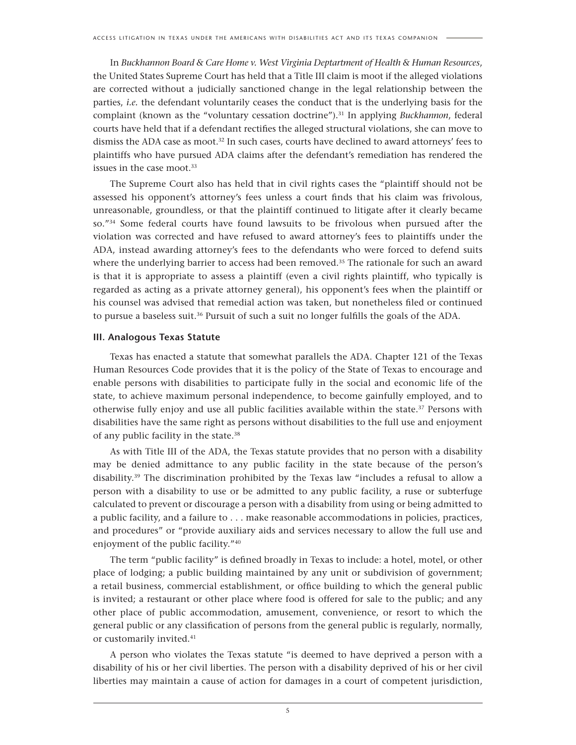In *Buckhannon Board & Care Home v. West Virginia Deptartment of Health & Human Resources*, the United States Supreme Court has held that a Title III claim is moot if the alleged violations are corrected without a judicially sanctioned change in the legal relationship between the parties, *i.e.* the defendant voluntarily ceases the conduct that is the underlying basis for the complaint (known as the "voluntary cessation doctrine").[31] In applying *Buckhannon*, federal courts have held that if a defendant rectifies the alleged structural violations, she can move to dismiss the ADA case as moot.[32] In such cases, courts have declined to award attorneys' fees to plaintiffs who have pursued ADA claims after the defendant's remediation has rendered the issues in the case moot.[33]

The Supreme Court also has held that in civil rights cases the "plaintiff should not be assessed his opponent's attorney's fees unless a court finds that his claim was frivolous, unreasonable, groundless, or that the plaintiff continued to litigate after it clearly became so."[34] Some federal courts have found lawsuits to be frivolous when pursued after the violation was corrected and have refused to award attorney's fees to plaintiffs under the ADA, instead awarding attorney's fees to the defendants who were forced to defend suits where the underlying barrier to access had been removed.[35] The rationale for such an award is that it is appropriate to assess a plaintiff (even a civil rights plaintiff, who typically is regarded as acting as a private attorney general), his opponent's fees when the plaintiff or his counsel was advised that remedial action was taken, but nonetheless filed or continued to pursue a baseless suit.[36] Pursuit of such a suit no longer fulfills the goals of the ADA.

### III. Analogous Texas Statute

Texas has enacted a statute that somewhat parallels the ADA. Chapter 121 of the Texas Human Resources Code provides that it is the policy of the State of Texas to encourage and enable persons with disabilities to participate fully in the social and economic life of the state, to achieve maximum personal independence, to become gainfully employed, and to otherwise fully enjoy and use all public facilities available within the state.[37] Persons with disabilities have the same right as persons without disabilities to the full use and enjoyment of any public facility in the state.[38]

As with Title III of the ADA, the Texas statute provides that no person with a disability may be denied admittance to any public facility in the state because of the person's disability.[39] The discrimination prohibited by the Texas law "includes a refusal to allow a person with a disability to use or be admitted to any public facility, a ruse or subterfuge calculated to prevent or discourage a person with a disability from using or being admitted to a public facility, and a failure to . . . make reasonable accommodations in policies, practices, and procedures" or "provide auxiliary aids and services necessary to allow the full use and enjoyment of the public facility."[40]

The term "public facility" is defined broadly in Texas to include: a hotel, motel, or other place of lodging; a public building maintained by any unit or subdivision of government; a retail business, commercial establishment, or office building to which the general public is invited; a restaurant or other place where food is offered for sale to the public; and any other place of public accommodation, amusement, convenience, or resort to which the general public or any classification of persons from the general public is regularly, normally, or customarily invited.[41]

A person who violates the Texas statute "is deemed to have deprived a person with a disability of his or her civil liberties. The person with a disability deprived of his or her civil liberties may maintain a cause of action for damages in a court of competent jurisdiction,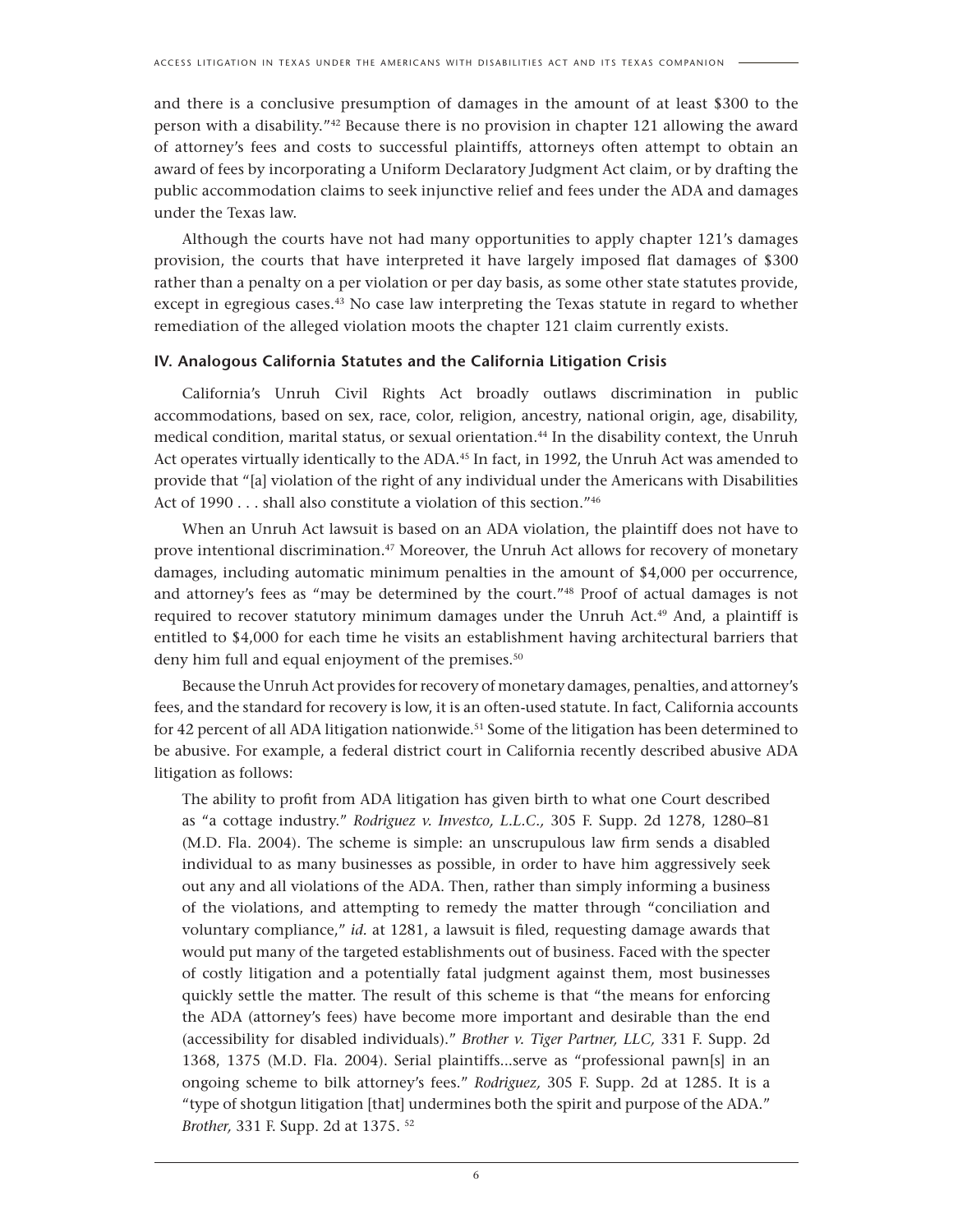and there is a conclusive presumption of damages in the amount of at least $300 to the person with a disability."[42] Because there is no provision in chapter 121 allowing the award of attorney's fees and costs to successful plaintiffs, attorneys often attempt to obtain an award of fees by incorporating a Uniform Declaratory Judgment Act claim, or by drafting the public accommodation claims to seek injunctive relief and fees under the ADA and damages under the Texas law.

Although the courts have not had many opportunities to apply chapter 121's damages provision, the courts that have interpreted it have largely imposed flat damages of $300 rather than a penalty on a per violation or per day basis, as some other state statutes provide, except in egregious cases.[43] No case law interpreting the Texas statute in regard to whether remediation of the alleged violation moots the chapter 121 claim currently exists.

### IV. Analogous California Statutes and the California Litigation Crisis

California's Unruh Civil Rights Act broadly outlaws discrimination in public accommodations, based on sex, race, color, religion, ancestry, national origin, age, disability, medical condition, marital status, or sexual orientation.[44] In the disability context, the Unruh Act operates virtually identically to the ADA.[45] In fact, in 1992, the Unruh Act was amended to provide that "[a] violation of the right of any individual under the Americans with Disabilities Act of 1990 . . . shall also constitute a violation of this section."[46]

When an Unruh Act lawsuit is based on an ADA violation, the plaintiff does not have to prove intentional discrimination.[47] Moreover, the Unruh Act allows for recovery of monetary damages, including automatic minimum penalties in the amount of $4,000 per occurrence, and attorney's fees as "may be determined by the court."[48] Proof of actual damages is not required to recover statutory minimum damages under the Unruh Act.[49] And, a plaintiff is entitled to $4,000 for each time he visits an establishment having architectural barriers that deny him full and equal enjoyment of the premises.[50]

Because the Unruh Act provides for recovery of monetary damages, penalties, and attorney's fees, and the standard for recovery is low, it is an often-used statute. In fact, California accounts for 42 percent of all ADA litigation nationwide.[51] Some of the litigation has been determined to be abusive. For example, a federal district court in California recently described abusive ADA litigation as follows:

> The ability to profit from ADA litigation has given birth to what one Court described as "a cottage industry." *Rodriguez v. Investco, L.L.C.,* 305 F. Supp. 2d 1278, 1280–81 (M.D. Fla. 2004). The scheme is simple: an unscrupulous law firm sends a disabled individual to as many businesses as possible, in order to have him aggressively seek out any and all violations of the ADA. Then, rather than simply informing a business of the violations, and attempting to remedy the matter through "conciliation and voluntary compliance," *id.* at 1281, a lawsuit is filed, requesting damage awards that would put many of the targeted establishments out of business. Faced with the specter of costly litigation and a potentially fatal judgment against them, most businesses quickly settle the matter. The result of this scheme is that "the means for enforcing the ADA (attorney's fees) have become more important and desirable than the end (accessibility for disabled individuals)." *Brother v. Tiger Partner, LLC,* 331 F. Supp. 2d 1368, 1375 (M.D. Fla. 2004). Serial plaintiffs...serve as "professional pawn[s] in an ongoing scheme to bilk attorney's fees." *Rodriguez,* 305 F. Supp. 2d at 1285. It is a "type of shotgun litigation [that] undermines both the spirit and purpose of the ADA." *Brother,* 331 F. Supp. 2d at 1375. [52]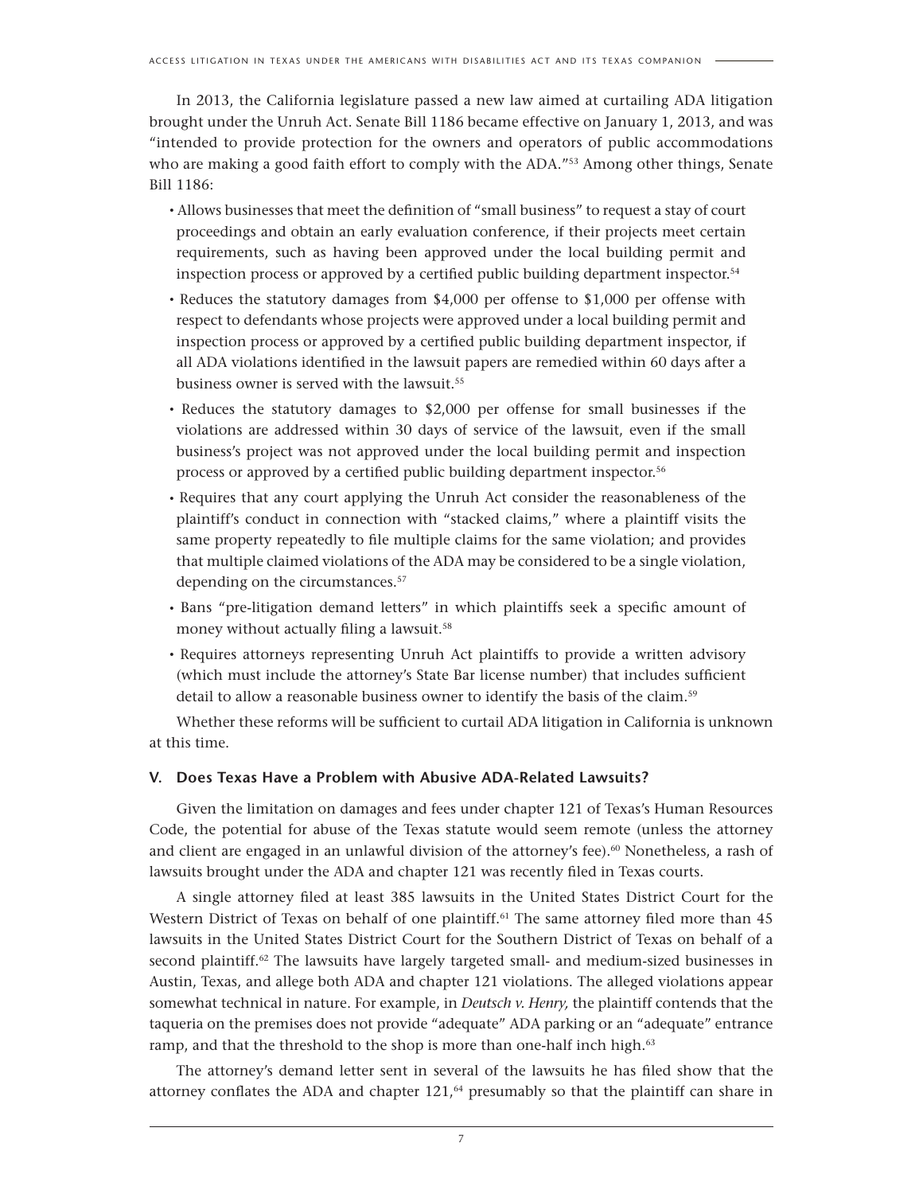In 2013, the California legislature passed a new law aimed at curtailing ADA litigation brought under the Unruh Act. Senate Bill 1186 became effective on January 1, 2013, and was "intended to provide protection for the owners and operators of public accommodations who are making a good faith effort to comply with the ADA."[53] Among other things, Senate Bill 1186:

- Allows businesses that meet the definition of "small business" to request a stay of court proceedings and obtain an early evaluation conference, if their projects meet certain requirements, such as having been approved under the local building permit and inspection process or approved by a certified public building department inspector.[54]
- Reduces the statutory damages from $4,000 per offense to $1,000 per offense with respect to defendants whose projects were approved under a local building permit and inspection process or approved by a certified public building department inspector, if all ADA violations identified in the lawsuit papers are remedied within 60 days after a business owner is served with the lawsuit.[55]
- Reduces the statutory damages to $2,000 per offense for small businesses if the violations are addressed within 30 days of service of the lawsuit, even if the small business's project was not approved under the local building permit and inspection process or approved by a certified public building department inspector.[56]
- Requires that any court applying the Unruh Act consider the reasonableness of the plaintiff's conduct in connection with "stacked claims," where a plaintiff visits the same property repeatedly to file multiple claims for the same violation; and provides that multiple claimed violations of the ADA may be considered to be a single violation, depending on the circumstances.[57]
- Bans "pre-litigation demand letters" in which plaintiffs seek a specific amount of money without actually filing a lawsuit.[58]
- Requires attorneys representing Unruh Act plaintiffs to provide a written advisory (which must include the attorney's State Bar license number) that includes sufficient detail to allow a reasonable business owner to identify the basis of the claim.[59]

Whether these reforms will be sufficient to curtail ADA litigation in California is unknown at this time.

## V. Does Texas Have a Problem with Abusive ADA-Related Lawsuits?

Given the limitation on damages and fees under chapter 121 of Texas's Human Resources Code, the potential for abuse of the Texas statute would seem remote (unless the attorney and client are engaged in an unlawful division of the attorney's fee).[60] Nonetheless, a rash of lawsuits brought under the ADA and chapter 121 was recently filed in Texas courts.

A single attorney filed at least 385 lawsuits in the United States District Court for the Western District of Texas on behalf of one plaintiff.[61] The same attorney filed more than 45 lawsuits in the United States District Court for the Southern District of Texas on behalf of a second plaintiff.[62] The lawsuits have largely targeted small- and medium-sized businesses in Austin, Texas, and allege both ADA and chapter 121 violations. The alleged violations appear somewhat technical in nature. For example, in *Deutsch v. Henry,* the plaintiff contends that the taqueria on the premises does not provide "adequate" ADA parking or an "adequate" entrance ramp, and that the threshold to the shop is more than one-half inch high.[63]

The attorney's demand letter sent in several of the lawsuits he has filed show that the attorney conflates the ADA and chapter 121,[64] presumably so that the plaintiff can share in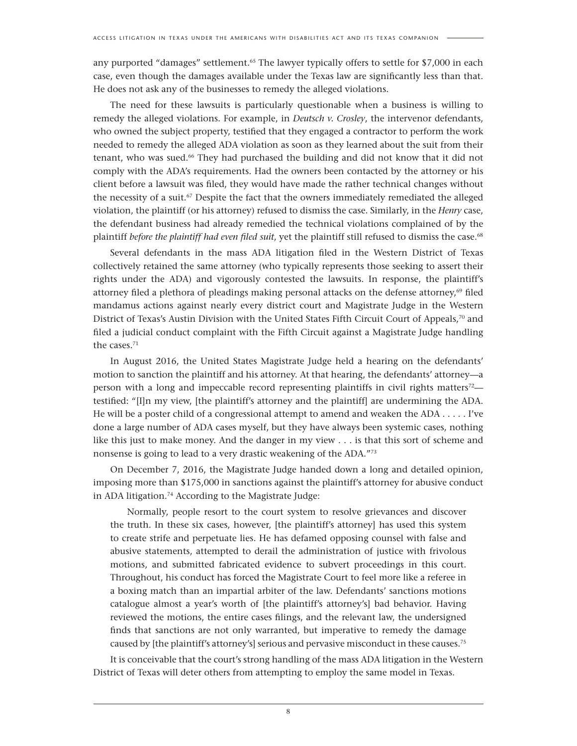any purported "damages" settlement.[65] The lawyer typically offers to settle for $7,000 in each case, even though the damages available under the Texas law are significantly less than that. He does not ask any of the businesses to remedy the alleged violations.

The need for these lawsuits is particularly questionable when a business is willing to remedy the alleged violations. For example, in *Deutsch v. Crosley*, the intervenor defendants, who owned the subject property, testified that they engaged a contractor to perform the work needed to remedy the alleged ADA violation as soon as they learned about the suit from their tenant, who was sued.[66] They had purchased the building and did not know that it did not comply with the ADA's requirements. Had the owners been contacted by the attorney or his client before a lawsuit was filed, they would have made the rather technical changes without the necessity of a suit.[67] Despite the fact that the owners immediately remediated the alleged violation, the plaintiff (or his attorney) refused to dismiss the case. Similarly, in the *Henry* case, the defendant business had already remedied the technical violations complained of by the plaintiff *before the plaintiff had even filed suit*, yet the plaintiff still refused to dismiss the case.[68]

Several defendants in the mass ADA litigation filed in the Western District of Texas collectively retained the same attorney (who typically represents those seeking to assert their rights under the ADA) and vigorously contested the lawsuits. In response, the plaintiff's attorney filed a plethora of pleadings making personal attacks on the defense attorney,[69] filed mandamus actions against nearly every district court and Magistrate Judge in the Western District of Texas's Austin Division with the United States Fifth Circuit Court of Appeals,[70] and filed a judicial conduct complaint with the Fifth Circuit against a Magistrate Judge handling the cases.[71]

In August 2016, the United States Magistrate Judge held a hearing on the defendants' motion to sanction the plaintiff and his attorney. At that hearing, the defendants' attorney—a person with a long and impeccable record representing plaintiffs in civil rights matters[72]—testified: "[I]n my view, [the plaintiff's attorney and the plaintiff] are undermining the ADA. He will be a poster child of a congressional attempt to amend and weaken the ADA . . . . . I've done a large number of ADA cases myself, but they have always been systemic cases, nothing like this just to make money. And the danger in my view . . . is that this sort of scheme and nonsense is going to lead to a very drastic weakening of the ADA."[73]

On December 7, 2016, the Magistrate Judge handed down a long and detailed opinion, imposing more than $175,000 in sanctions against the plaintiff's attorney for abusive conduct in ADA litigation.[74] According to the Magistrate Judge:

> Normally, people resort to the court system to resolve grievances and discover the truth. In these six cases, however, [the plaintiff's attorney] has used this system to create strife and perpetuate lies. He has defamed opposing counsel with false and abusive statements, attempted to derail the administration of justice with frivolous motions, and submitted fabricated evidence to subvert proceedings in this court. Throughout, his conduct has forced the Magistrate Court to feel more like a referee in a boxing match than an impartial arbiter of the law. Defendants' sanctions motions catalogue almost a year's worth of [the plaintiff's attorney's] bad behavior. Having reviewed the motions, the entire cases filings, and the relevant law, the undersigned finds that sanctions are not only warranted, but imperative to remedy the damage caused by [the plaintiff's attorney's] serious and pervasive misconduct in these causes.[75]

It is conceivable that the court's strong handling of the mass ADA litigation in the Western District of Texas will deter others from attempting to employ the same model in Texas.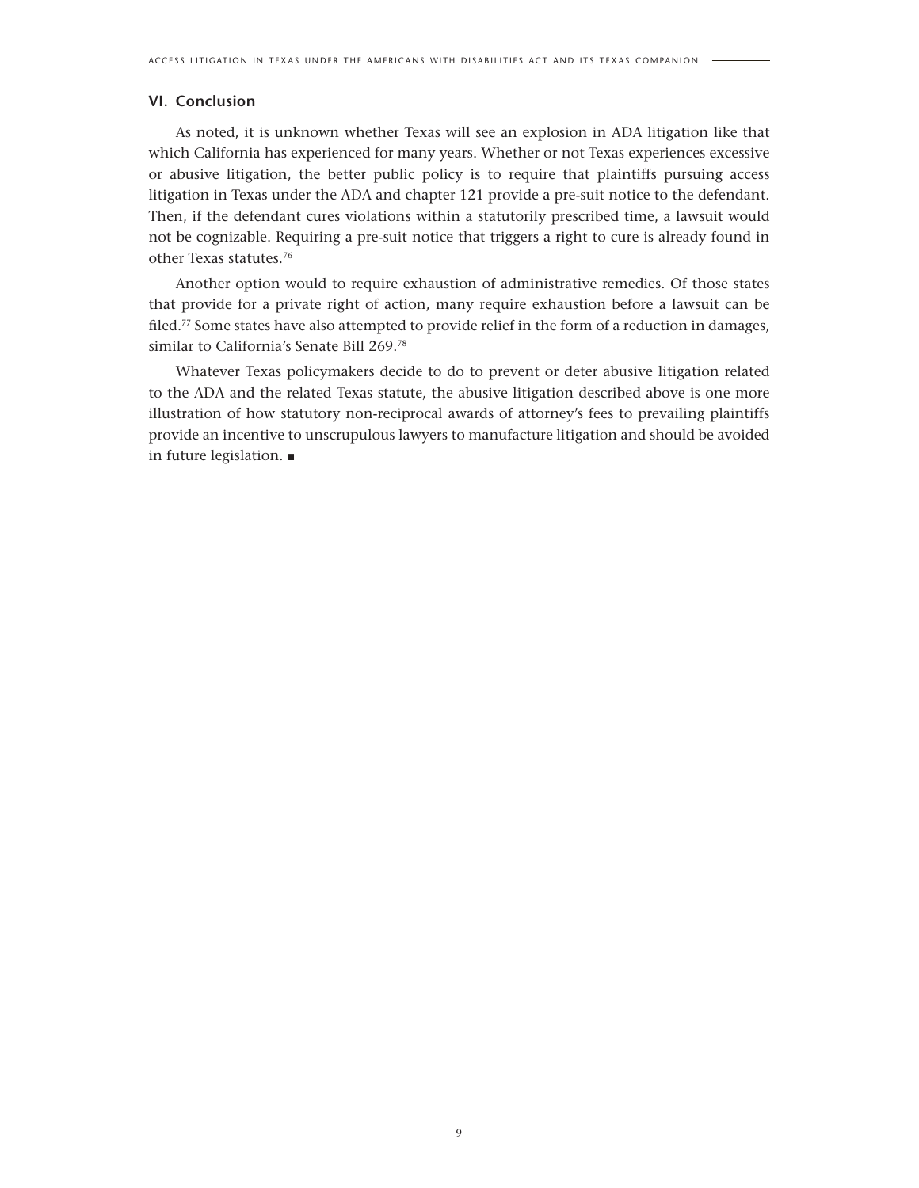## VI. Conclusion

As noted, it is unknown whether Texas will see an explosion in ADA litigation like that which California has experienced for many years. Whether or not Texas experiences excessive or abusive litigation, the better public policy is to require that plaintiffs pursuing access litigation in Texas under the ADA and chapter 121 provide a pre-suit notice to the defendant. Then, if the defendant cures violations within a statutorily prescribed time, a lawsuit would not be cognizable. Requiring a pre-suit notice that triggers a right to cure is already found in other Texas statutes.[76]

Another option would to require exhaustion of administrative remedies. Of those states that provide for a private right of action, many require exhaustion before a lawsuit can be filed.[77] Some states have also attempted to provide relief in the form of a reduction in damages, similar to California's Senate Bill 269.[78]

Whatever Texas policymakers decide to do to prevent or deter abusive litigation related to the ADA and the related Texas statute, the abusive litigation described above is one more illustration of how statutory non-reciprocal awards of attorney's fees to prevailing plaintiffs provide an incentive to unscrupulous lawyers to manufacture litigation and should be avoided in future legislation. ■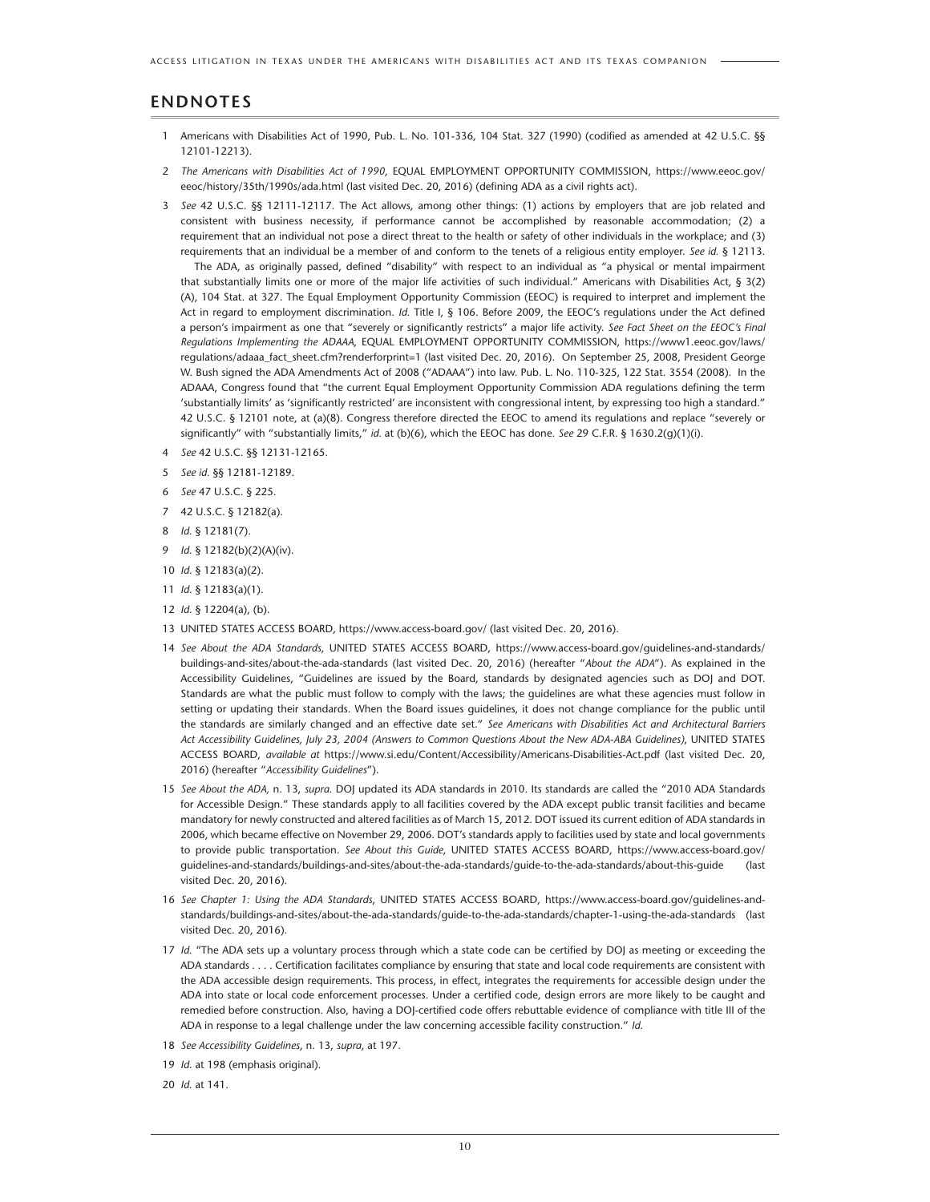## ENDNOTES

1 Americans with Disabilities Act of 1990, Pub. L. No. 101-336, 104 Stat. 327 (1990) (codified as amended at 42 U.S.C. §§ 12101-12213).

2 *The Americans with Disabilities Act of 1990*, EQUAL EMPLOYMENT OPPORTUNITY COMMISSION, https://www.eeoc.gov/eeoc/history/35th/1990s/ada.html (last visited Dec. 20, 2016) (defining ADA as a civil rights act).

3 *See* 42 U.S.C. §§ 12111-12117. The Act allows, among other things: (1) actions by employers that are job related and consistent with business necessity, if performance cannot be accomplished by reasonable accommodation; (2) a requirement that an individual not pose a direct threat to the health or safety of other individuals in the workplace; and (3) requirements that an individual be a member of and conform to the tenets of a religious entity employer. *See id.* § 12113.

The ADA, as originally passed, defined "disability" with respect to an individual as "a physical or mental impairment that substantially limits one or more of the major life activities of such individual." Americans with Disabilities Act, § 3(2)(A), 104 Stat. at 327. The Equal Employment Opportunity Commission (EEOC) is required to interpret and implement the Act in regard to employment discrimination. *Id.* Title I, § 106. Before 2009, the EEOC's regulations under the Act defined a person's impairment as one that "severely or significantly restricts" a major life activity. *See Fact Sheet on the EEOC's Final Regulations Implementing the ADAAA*, EQUAL EMPLOYMENT OPPORTUNITY COMMISSION, https://www1.eeoc.gov/laws/regulations/adaaa_fact_sheet.cfm?renderforprint=1 (last visited Dec. 20, 2016). On September 25, 2008, President George W. Bush signed the ADA Amendments Act of 2008 ("ADAAA") into law. Pub. L. No. 110-325, 122 Stat. 3554 (2008). In the ADAAA, Congress found that "the current Equal Employment Opportunity Commission ADA regulations defining the term 'substantially limits' as 'significantly restricted' are inconsistent with congressional intent, by expressing too high a standard." 42 U.S.C. § 12101 note, at (a)(8). Congress therefore directed the EEOC to amend its regulations and replace "severely or significantly" with "substantially limits," *id.* at (b)(6), which the EEOC has done. *See* 29 C.F.R. § 1630.2(g)(1)(i).

4 *See* 42 U.S.C. §§ 12131-12165.

5 *See id.* §§ 12181-12189.

6 *See* 47 U.S.C. § 225.

7 42 U.S.C. § 12182(a).

8 *Id.* § 12181(7).

9 *Id.* § 12182(b)(2)(A)(iv).

10 *Id.* § 12183(a)(2).

11 *Id.* § 12183(a)(1).

12 *Id.* § 12204(a), (b).

13 UNITED STATES ACCESS BOARD, https://www.access-board.gov/ (last visited Dec. 20, 2016).

14 *See About the ADA Standards*, UNITED STATES ACCESS BOARD, https://www.access-board.gov/guidelines-and-standards/buildings-and-sites/about-the-ada-standards (last visited Dec. 20, 2016) (hereafter "*About the ADA*"). As explained in the Accessibility Guidelines, "Guidelines are issued by the Board, standards by designated agencies such as DOJ and DOT. Standards are what the public must follow to comply with the laws; the guidelines are what these agencies must follow in setting or updating their standards. When the Board issues guidelines, it does not change compliance for the public until the standards are similarly changed and an effective date set." *See Americans with Disabilities Act and Architectural Barriers Act Accessibility Guidelines, July 23, 2004 (Answers to Common Questions About the New ADA-ABA Guidelines)*, UNITED STATES ACCESS BOARD, *available at* https://www.si.edu/Content/Accessibility/Americans-Disabilities-Act.pdf (last visited Dec. 20, 2016) (hereafter "*Accessibility Guidelines*").

15 *See About the ADA,* n. 13, *supra*. DOJ updated its ADA standards in 2010. Its standards are called the "2010 ADA Standards for Accessible Design." These standards apply to all facilities covered by the ADA except public transit facilities and became mandatory for newly constructed and altered facilities as of March 15, 2012. DOT issued its current edition of ADA standards in 2006, which became effective on November 29, 2006. DOT's standards apply to facilities used by state and local governments to provide public transportation. *See About this Guide*, UNITED STATES ACCESS BOARD, https://www.access-board.gov/guidelines-and-standards/buildings-and-sites/about-the-ada-standards/guide-to-the-ada-standards/about-this-guide (last visited Dec. 20, 2016).

16 *See Chapter 1: Using the ADA Standards*, UNITED STATES ACCESS BOARD, https://www.access-board.gov/guidelines-and-standards/buildings-and-sites/about-the-ada-standards/guide-to-the-ada-standards/chapter-1-using-the-ada-standards (last visited Dec. 20, 2016).

17 *Id.* "The ADA sets up a voluntary process through which a state code can be certified by DOJ as meeting or exceeding the ADA standards . . . . Certification facilitates compliance by ensuring that state and local code requirements are consistent with the ADA accessible design requirements. This process, in effect, integrates the requirements for accessible design under the ADA into state or local code enforcement processes. Under a certified code, design errors are more likely to be caught and remedied before construction. Also, having a DOJ-certified code offers rebuttable evidence of compliance with title III of the ADA in response to a legal challenge under the law concerning accessible facility construction." *Id.*

18 *See Accessibility Guidelines*, n. 13, *supra*, at 197.

19 *Id.* at 198 (emphasis original).

20 *Id.* at 141.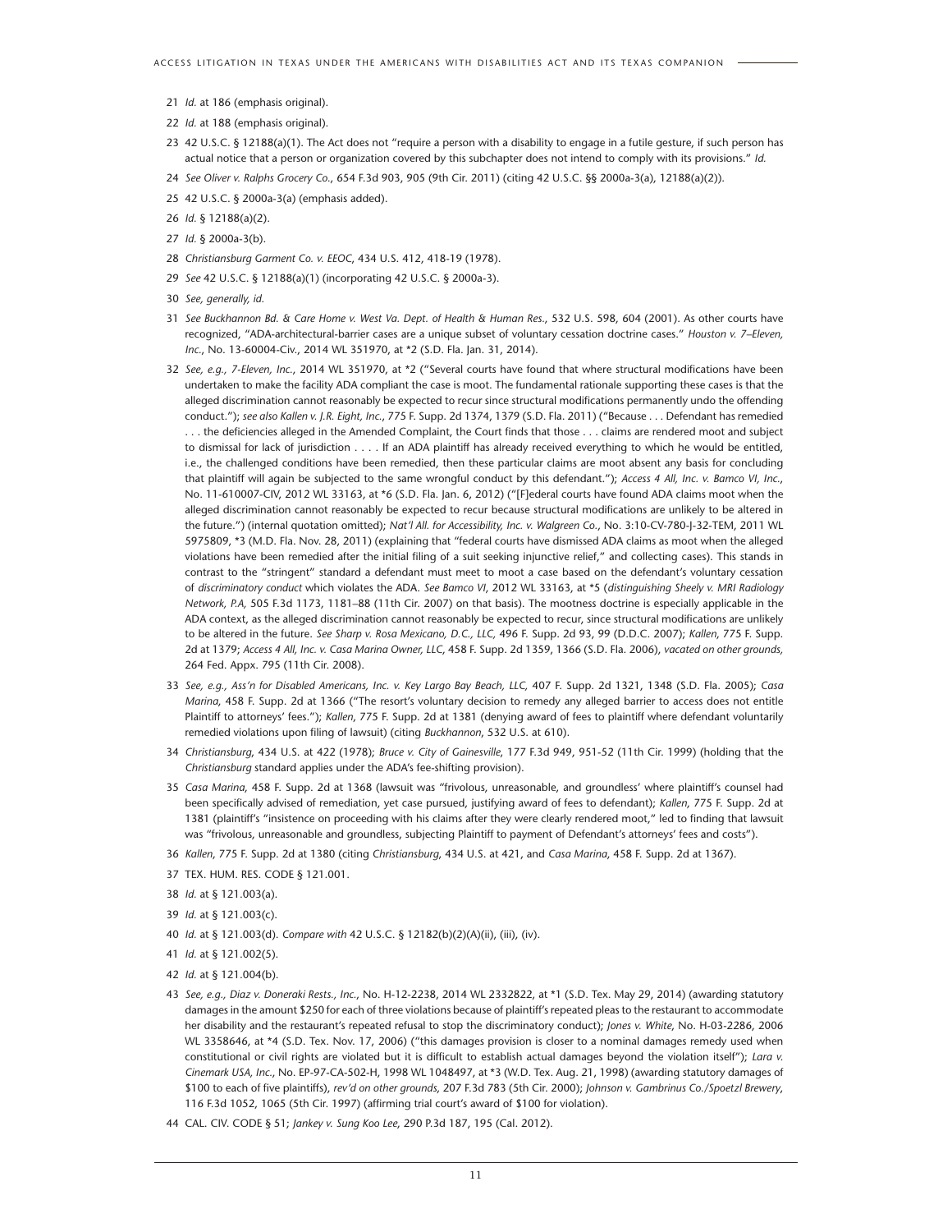21 *Id.* at 186 (emphasis original).

22 *Id.* at 188 (emphasis original).

23 42 U.S.C. § 12188(a)(1). The Act does not "require a person with a disability to engage in a futile gesture, if such person has actual notice that a person or organization covered by this subchapter does not intend to comply with its provisions." *Id.*

24 *See Oliver v. Ralphs Grocery Co*., 654 F.3d 903, 905 (9th Cir. 2011) (citing 42 U.S.C. §§ 2000a-3(a), 12188(a)(2)).

25 42 U.S.C. § 2000a-3(a) (emphasis added).

26 *Id.* § 12188(a)(2).

27 *Id.* § 2000a-3(b).

28 *Christiansburg Garment Co. v. EEOC*, 434 U.S. 412, 418-19 (1978).

29 *See* 42 U.S.C. § 12188(a)(1) (incorporating 42 U.S.C. § 2000a-3).

30 *See, generally, id.*

31 *See Buckhannon Bd. & Care Home v. West Va. Dept. of Health & Human Res*., 532 U.S. 598, 604 (2001). As other courts have recognized, "ADA-architectural-barrier cases are a unique subset of voluntary cessation doctrine cases." *Houston v. 7–Eleven, Inc*., No. 13-60004-Civ., 2014 WL 351970, at *2 (S.D. Fla. Jan. 31, 2014).

32 *See, e.g., 7-Eleven, Inc.*, 2014 WL 351970, at *2 ("Several courts have found that where structural modifications have been undertaken to make the facility ADA compliant the case is moot. The fundamental rationale supporting these cases is that the alleged discrimination cannot reasonably be expected to recur since structural modifications permanently undo the offending conduct."); *see also Kallen v. J.R. Eight, Inc.*, 775 F. Supp. 2d 1374, 1379 (S.D. Fla. 2011) ("Because . . . Defendant has remedied . . . the deficiencies alleged in the Amended Complaint, the Court finds that those . . . claims are rendered moot and subject to dismissal for lack of jurisdiction . . . . If an ADA plaintiff has already received everything to which he would be entitled, i.e., the challenged conditions have been remedied, then these particular claims are moot absent any basis for concluding that plaintiff will again be subjected to the same wrongful conduct by this defendant."); *Access 4 All, Inc. v. Bamco VI, Inc.*, No. 11-610007-CIV, 2012 WL 33163, at *6 (S.D. Fla. Jan. 6, 2012) ("[F]ederal courts have found ADA claims moot when the alleged discrimination cannot reasonably be expected to recur because structural modifications are unlikely to be altered in the future.") (internal quotation omitted); *Nat'l All. for Accessibility, Inc. v. Walgreen Co.*, No. 3:10-CV-780-J-32-TEM, 2011 WL 5975809, *3 (M.D. Fla. Nov. 28, 2011) (explaining that "federal courts have dismissed ADA claims as moot when the alleged violations have been remedied after the initial filing of a suit seeking injunctive relief," and collecting cases). This stands in contrast to the "stringent" standard a defendant must meet to moot a case based on the defendant's voluntary cessation of *discriminatory conduct* which violates the ADA. *See Bamco VI*, 2012 WL 33163, at *5 (*distinguishing Sheely v. MRI Radiology Network, P.A,* 505 F.3d 1173, 1181–88 (11th Cir. 2007) on that basis). The mootness doctrine is especially applicable in the ADA context, as the alleged discrimination cannot reasonably be expected to recur, since structural modifications are unlikely to be altered in the future. *See Sharp v. Rosa Mexicano, D.C., LLC*, 496 F. Supp. 2d 93, 99 (D.D.C. 2007); *Kallen*, 775 F. Supp. 2d at 1379; *Access 4 All, Inc. v. Casa Marina Owner, LLC*, 458 F. Supp. 2d 1359, 1366 (S.D. Fla. 2006), *vacated on other grounds*, 264 Fed. Appx. 795 (11th Cir. 2008).

33 *See, e.g., Ass'n for Disabled Americans, Inc. v. Key Largo Bay Beach, LLC*, 407 F. Supp. 2d 1321, 1348 (S.D. Fla. 2005); *Casa Marina*, 458 F. Supp. 2d at 1366 ("The resort's voluntary decision to remedy any alleged barrier to access does not entitle Plaintiff to attorneys' fees."); *Kallen*, 775 F. Supp. 2d at 1381 (denying award of fees to plaintiff where defendant voluntarily remedied violations upon filing of lawsuit) (citing *Buckhannon*, 532 U.S. at 610).

34 *Christiansburg*, 434 U.S. at 422 (1978); *Bruce v. City of Gainesville*, 177 F.3d 949, 951-52 (11th Cir. 1999) (holding that the *Christiansburg* standard applies under the ADA's fee-shifting provision).

35 *Casa Marina*, 458 F. Supp. 2d at 1368 (lawsuit was "frivolous, unreasonable, and groundless' where plaintiff's counsel had been specifically advised of remediation, yet case pursued, justifying award of fees to defendant); *Kallen*, 775 F. Supp. 2d at 1381 (plaintiff's "insistence on proceeding with his claims after they were clearly rendered moot," led to finding that lawsuit was "frivolous, unreasonable and groundless, subjecting Plaintiff to payment of Defendant's attorneys' fees and costs").

36 *Kallen*, 775 F. Supp. 2d at 1380 (citing *Christiansburg*, 434 U.S. at 421, and *Casa Marina*, 458 F. Supp. 2d at 1367).

37 TEX. HUM. RES. CODE § 121.001.

38 *Id.* at § 121.003(a).

39 *Id.* at § 121.003(c).

40 *Id.* at § 121.003(d). *Compare with* 42 U.S.C. § 12182(b)(2)(A)(ii), (iii), (iv).

41 *Id.* at § 121.002(5).

42 *Id.* at § 121.004(b).

43 *See, e.g., Diaz v. Doneraki Rests., Inc.*, No. H-12-2238, 2014 WL 2332822, at *1 (S.D. Tex. May 29, 2014) (awarding statutory damages in the amount $250 for each of three violations because of plaintiff's repeated pleas to the restaurant to accommodate her disability and the restaurant's repeated refusal to stop the discriminatory conduct); *Jones v. White*, No. H-03-2286, 2006 WL 3358646, at *4 (S.D. Tex. Nov. 17, 2006) ("this damages provision is closer to a nominal damages remedy used when constitutional or civil rights are violated but it is difficult to establish actual damages beyond the violation itself"); *Lara v. Cinemark USA, Inc.*, No. EP-97-CA-502-H, 1998 WL 1048497, at *3 (W.D. Tex. Aug. 21, 1998) (awarding statutory damages of $100 to each of five plaintiffs), *rev'd on other grounds*, 207 F.3d 783 (5th Cir. 2000); *Johnson v. Gambrinus Co./Spoetzl Brewery*, 116 F.3d 1052, 1065 (5th Cir. 1997) (affirming trial court's award of $100 for violation).

44 CAL. CIV. CODE § 51; *Jankey v. Sung Koo Lee*, 290 P.3d 187, 195 (Cal. 2012).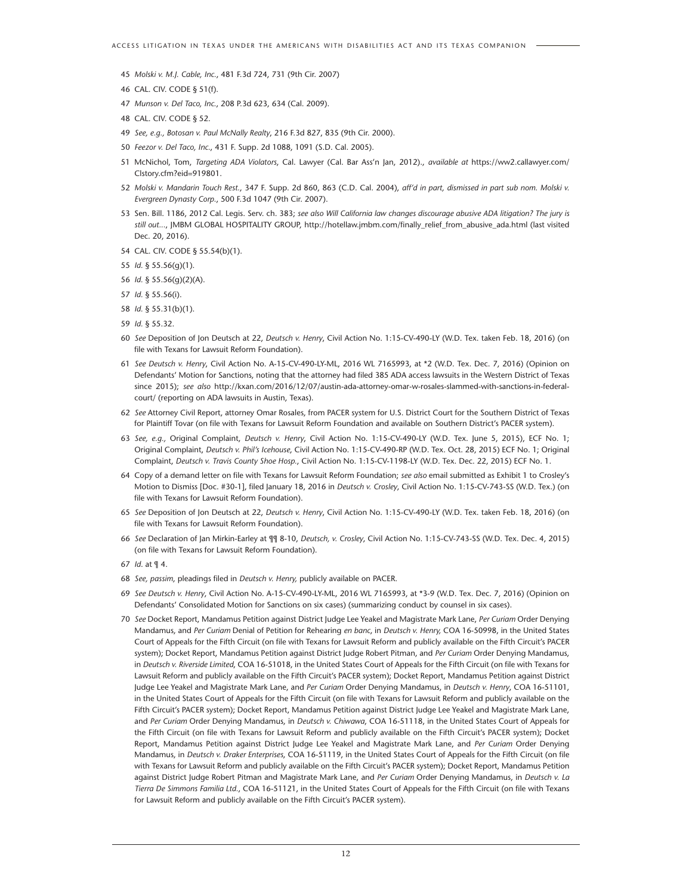45 *Molski v. M.J. Cable, Inc.*, 481 F.3d 724, 731 (9th Cir. 2007)

46 CAL. CIV. CODE § 51(f).

47 *Munson v. Del Taco, Inc.*, 208 P.3d 623, 634 (Cal. 2009).

48 CAL. CIV. CODE § 52.

49 *See, e.g., Botosan v. Paul McNally Realty*, 216 F.3d 827, 835 (9th Cir. 2000).

50 *Feezor v. Del Taco, Inc.*, 431 F. Supp. 2d 1088, 1091 (S.D. Cal. 2005).

51 McNichol, Tom, *Targeting ADA Violators*, Cal. Lawyer (Cal. Bar Ass'n Jan, 2012)., *available at* https://ww2.callawyer.com/Clstory.cfm?eid=919801.

52 *Molski v. Mandarin Touch Rest.*, 347 F. Supp. 2d 860, 863 (C.D. Cal. 2004), *aff'd in part, dismissed in part sub nom. Molski v. Evergreen Dynasty Corp.*, 500 F.3d 1047 (9th Cir. 2007).

53 Sen. Bill. 1186, 2012 Cal. Legis. Serv. ch. 383; *see also Will California law changes discourage abusive ADA litigation? The jury is still out...*, JMBM GLOBAL HOSPITALITY GROUP, http://hotellaw.jmbm.com/finally_relief_from_abusive_ada.html (last visited Dec. 20, 2016).

54 CAL. CIV. CODE § 55.54(b)(1).

55 *Id.* § 55.56(g)(1).

56 *Id.* § 55.56(g)(2)(A).

57 *Id.* § 55.56(i).

58 *Id.* § 55.31(b)(1).

59 *Id.* § 55.32.

60 *See* Deposition of Jon Deutsch at 22, *Deutsch v. Henry*, Civil Action No. 1:15-CV-490-LY (W.D. Tex. taken Feb. 18, 2016) (on file with Texans for Lawsuit Reform Foundation).

61 *See Deutsch v. Henry*, Civil Action No. A-15-CV-490-LY-ML, 2016 WL 7165993, at *2 (W.D. Tex. Dec. 7, 2016) (Opinion on Defendants' Motion for Sanctions, noting that the attorney had filed 385 ADA access lawsuits in the Western District of Texas since 2015); *see also* http://kxan.com/2016/12/07/austin-ada-attorney-omar-w-rosales-slammed-with-sanctions-in-federal-court/ (reporting on ADA lawsuits in Austin, Texas).

62 *See* Attorney Civil Report, attorney Omar Rosales, from PACER system for U.S. District Court for the Southern District of Texas for Plaintiff Tovar (on file with Texans for Lawsuit Reform Foundation and available on Southern District's PACER system).

63 *See, e.g.,* Original Complaint, *Deutsch v. Henry*, Civil Action No. 1:15-CV-490-LY (W.D. Tex. June 5, 2015), ECF No. 1; Original Complaint, *Deutsch v. Phil's Icehouse*, Civil Action No. 1:15-CV-490-RP (W.D. Tex. Oct. 28, 2015) ECF No. 1; Original Complaint, *Deutsch v. Travis County Shoe Hosp.*, Civil Action No. 1:15-CV-1198-LY (W.D. Tex. Dec. 22, 2015) ECF No. 1.

64 Copy of a demand letter on file with Texans for Lawsuit Reform Foundation; *see also* email submitted as Exhibit 1 to Crosley's Motion to Dismiss [Doc. #30-1], filed January 18, 2016 in *Deutsch v. Crosley*, Civil Action No. 1:15-CV-743-SS (W.D. Tex.) (on file with Texans for Lawsuit Reform Foundation).

65 *See* Deposition of Jon Deutsch at 22, *Deutsch v. Henry*, Civil Action No. 1:15-CV-490-LY (W.D. Tex. taken Feb. 18, 2016) (on file with Texans for Lawsuit Reform Foundation).

66 *See* Declaration of Jan Mirkin-Earley at ¶¶ 8-10, *Deutsch, v. Crosley*, Civil Action No. 1:15-CV-743-SS (W.D. Tex. Dec. 4, 2015) (on file with Texans for Lawsuit Reform Foundation).

67 *Id.* at ¶ 4.

68 *See, passim*, pleadings filed in *Deutsch v. Henry,* publicly available on PACER.

69 *See Deutsch v. Henry*, Civil Action No. A-15-CV-490-LY-ML, 2016 WL 7165993, at *3-9 (W.D. Tex. Dec. 7, 2016) (Opinion on Defendants' Consolidated Motion for Sanctions on six cases) (summarizing conduct by counsel in six cases).

70 *See* Docket Report, Mandamus Petition against District Judge Lee Yeakel and Magistrate Mark Lane, *Per Curiam* Order Denying Mandamus, and *Per Curiam* Denial of Petition for Rehearing *en banc*, in *Deutsch v. Henry,* COA 16-50998, in the United States Court of Appeals for the Fifth Circuit (on file with Texans for Lawsuit Reform and publicly available on the Fifth Circuit's PACER system); Docket Report, Mandamus Petition against District Judge Robert Pitman, and *Per Curiam* Order Denying Mandamus, in *Deutsch v. Riverside Limited*, COA 16-51018, in the United States Court of Appeals for the Fifth Circuit (on file with Texans for Lawsuit Reform and publicly available on the Fifth Circuit's PACER system); Docket Report, Mandamus Petition against District Judge Lee Yeakel and Magistrate Mark Lane, and *Per Curiam* Order Denying Mandamus, in *Deutsch v. Henry*, COA 16-51101, in the United States Court of Appeals for the Fifth Circuit (on file with Texans for Lawsuit Reform and publicly available on the Fifth Circuit's PACER system); Docket Report, Mandamus Petition against District Judge Lee Yeakel and Magistrate Mark Lane, and *Per Curiam* Order Denying Mandamus, in *Deutsch v. Chiwawa*, COA 16-51118, in the United States Court of Appeals for the Fifth Circuit (on file with Texans for Lawsuit Reform and publicly available on the Fifth Circuit's PACER system); Docket Report, Mandamus Petition against District Judge Lee Yeakel and Magistrate Mark Lane, and *Per Curiam* Order Denying Mandamus, in *Deutsch v. Draker Enterprises*, COA 16-51119, in the United States Court of Appeals for the Fifth Circuit (on file with Texans for Lawsuit Reform and publicly available on the Fifth Circuit's PACER system); Docket Report, Mandamus Petition against District Judge Robert Pitman and Magistrate Mark Lane, and *Per Curiam* Order Denying Mandamus, in *Deutsch v. La Tierra De Simmons Familia Ltd.*, COA 16-51121, in the United States Court of Appeals for the Fifth Circuit (on file with Texans for Lawsuit Reform and publicly available on the Fifth Circuit's PACER system).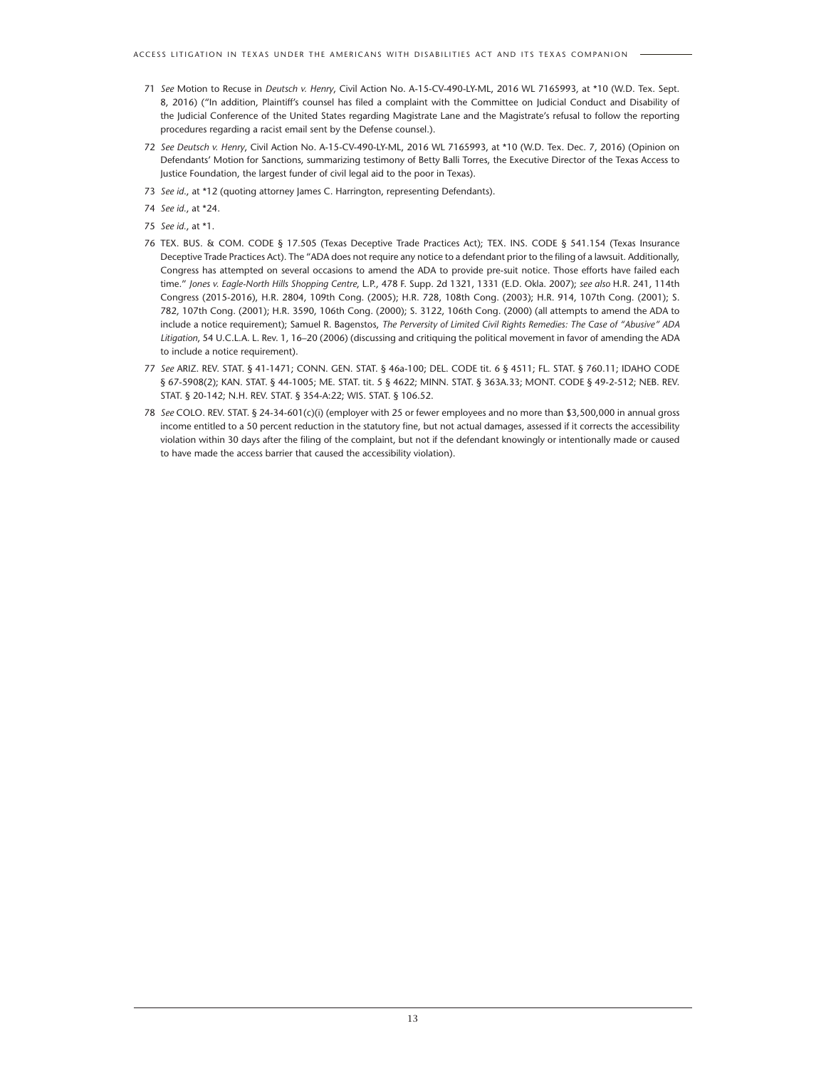71 *See* Motion to Recuse in *Deutsch v. Henry*, Civil Action No. A-15-CV-490-LY-ML, 2016 WL 7165993, at *10 (W.D. Tex. Sept. 8, 2016) ("In addition, Plaintiff's counsel has filed a complaint with the Committee on Judicial Conduct and Disability of the Judicial Conference of the United States regarding Magistrate Lane and the Magistrate's refusal to follow the reporting procedures regarding a racist email sent by the Defense counsel.).

72 *See Deutsch v. Henry*, Civil Action No. A-15-CV-490-LY-ML, 2016 WL 7165993, at *10 (W.D. Tex. Dec. 7, 2016) (Opinion on Defendants' Motion for Sanctions, summarizing testimony of Betty Balli Torres, the Executive Director of the Texas Access to Justice Foundation, the largest funder of civil legal aid to the poor in Texas).

73 *See id.*, at *12 (quoting attorney James C. Harrington, representing Defendants).

74 *See id.*, at *24.

75 *See id.*, at *1.

76 TEX. BUS. & COM. CODE § 17.505 (Texas Deceptive Trade Practices Act); TEX. INS. CODE § 541.154 (Texas Insurance Deceptive Trade Practices Act). The "ADA does not require any notice to a defendant prior to the filing of a lawsuit. Additionally, Congress has attempted on several occasions to amend the ADA to provide pre-suit notice. Those efforts have failed each time." *Jones v. Eagle-North Hills Shopping Centre*, L.P., 478 F. Supp. 2d 1321, 1331 (E.D. Okla. 2007); *see also* H.R. 241, 114th Congress (2015-2016), H.R. 2804, 109th Cong. (2005); H.R. 728, 108th Cong. (2003); H.R. 914, 107th Cong. (2001); S. 782, 107th Cong. (2001); H.R. 3590, 106th Cong. (2000); S. 3122, 106th Cong. (2000) (all attempts to amend the ADA to include a notice requirement); Samuel R. Bagenstos, *The Perversity of Limited Civil Rights Remedies: The Case of "Abusive" ADA Litigation*, 54 U.C.L.A. L. Rev. 1, 16–20 (2006) (discussing and critiquing the political movement in favor of amending the ADA to include a notice requirement).

77 *See* ARIZ. REV. STAT. § 41-1471; CONN. GEN. STAT. § 46a-100; DEL. CODE tit. 6 § 4511; FL. STAT. § 760.11; IDAHO CODE § 67-5908(2); KAN. STAT. § 44-1005; ME. STAT. tit. 5 § 4622; MINN. STAT. § 363A.33; MONT. CODE § 49-2-512; NEB. REV. STAT. § 20-142; N.H. REV. STAT. § 354-A:22; WIS. STAT. § 106.52.

78 *See* COLO. REV. STAT. § 24-34-601(c)(i) (employer with 25 or fewer employees and no more than $3,500,000 in annual gross income entitled to a 50 percent reduction in the statutory fine, but not actual damages, assessed if it corrects the accessibility violation within 30 days after the filing of the complaint, but not if the defendant knowingly or intentionally made or caused to have made the access barrier that caused the accessibility violation).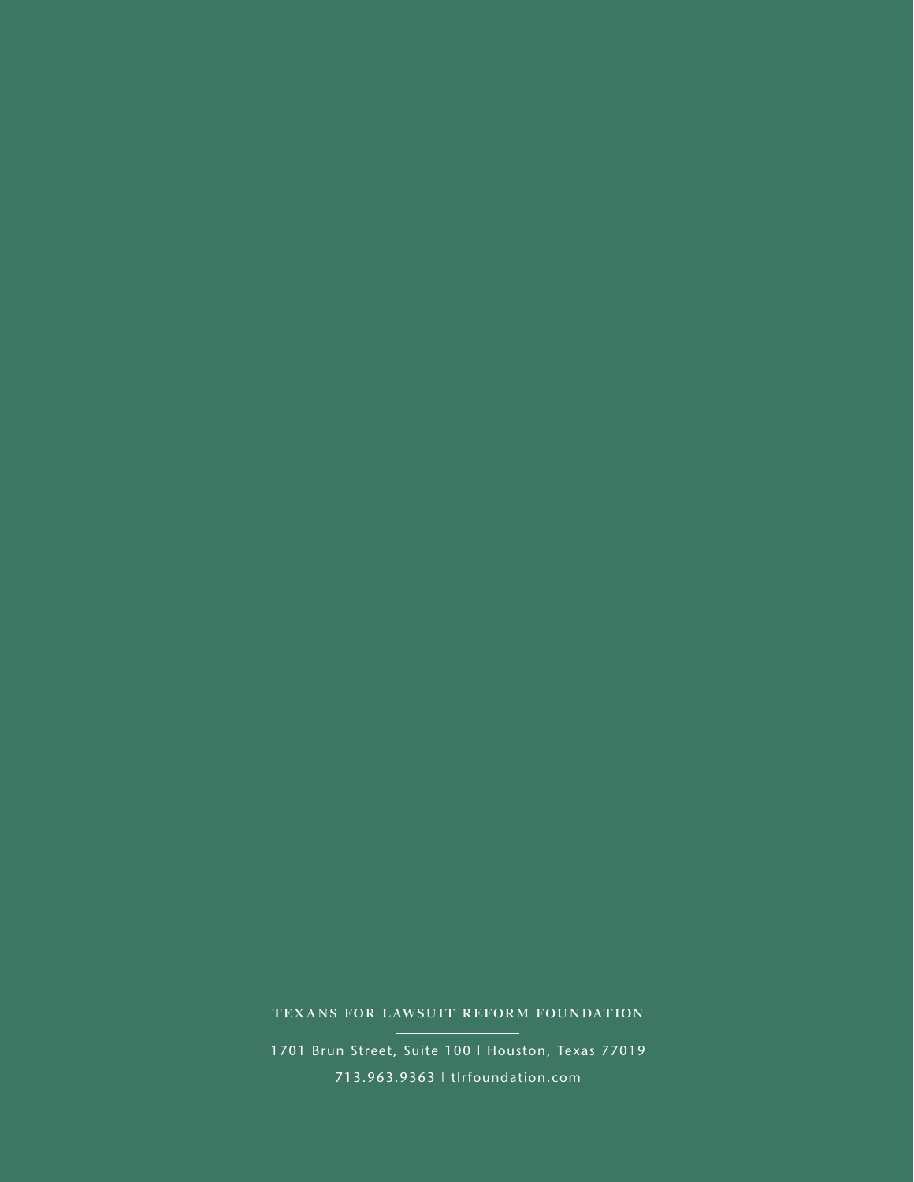TEXANS FOR LAWSUIT REFORM FOUNDATION

1701 Brun Street, Suite 100 | Houston, Texas 77019

713.963.9363 | tlrfoundation.com